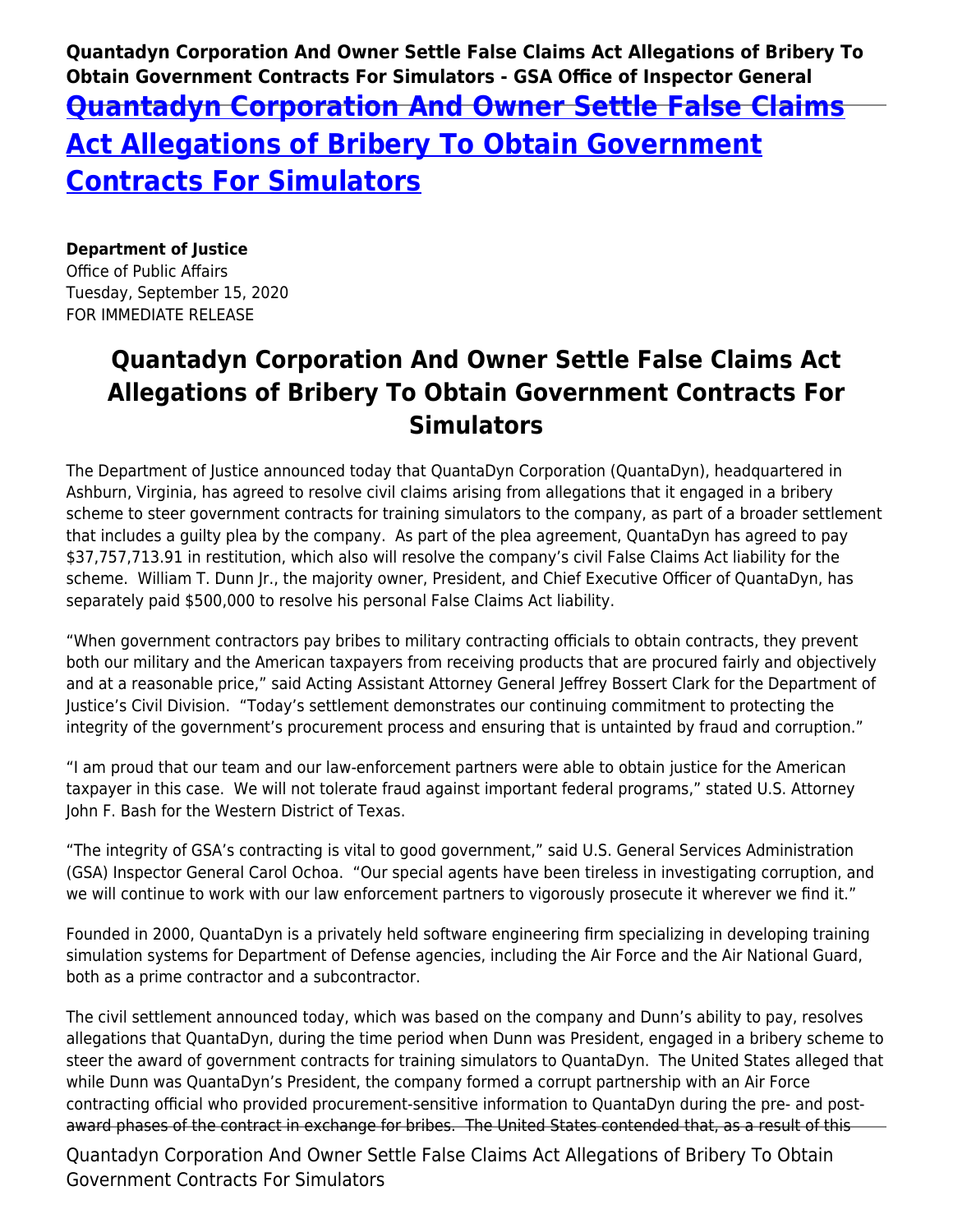# Quantadyn Corporation And Owner Settle False Claims Act Allegations of Bribery To Obtain Government Contracts For Simulators

**Department of Justice**
Office of Public Affairs
Tuesday, September 15, 2020
FOR IMMEDIATE RELEASE

## Quantadyn Corporation And Owner Settle False Claims Act Allegations of Bribery To Obtain Government Contracts For Simulators

The Department of Justice announced today that QuantaDyn Corporation (QuantaDyn), headquartered in Ashburn, Virginia, has agreed to resolve civil claims arising from allegations that it engaged in a bribery scheme to steer government contracts for training simulators to the company, as part of a broader settlement that includes a guilty plea by the company. As part of the plea agreement, QuantaDyn has agreed to pay $37,757,713.91 in restitution, which also will resolve the company's civil False Claims Act liability for the scheme. William T. Dunn Jr., the majority owner, President, and Chief Executive Officer of QuantaDyn, has separately paid $500,000 to resolve his personal False Claims Act liability.

"When government contractors pay bribes to military contracting officials to obtain contracts, they prevent both our military and the American taxpayers from receiving products that are procured fairly and objectively and at a reasonable price," said Acting Assistant Attorney General Jeffrey Bossert Clark for the Department of Justice's Civil Division. "Today's settlement demonstrates our continuing commitment to protecting the integrity of the government's procurement process and ensuring that is untainted by fraud and corruption."

"I am proud that our team and our law-enforcement partners were able to obtain justice for the American taxpayer in this case. We will not tolerate fraud against important federal programs," stated U.S. Attorney John F. Bash for the Western District of Texas.

"The integrity of GSA's contracting is vital to good government," said U.S. General Services Administration (GSA) Inspector General Carol Ochoa. "Our special agents have been tireless in investigating corruption, and we will continue to work with our law enforcement partners to vigorously prosecute it wherever we find it."

Founded in 2000, QuantaDyn is a privately held software engineering firm specializing in developing training simulation systems for Department of Defense agencies, including the Air Force and the Air National Guard, both as a prime contractor and a subcontractor.

The civil settlement announced today, which was based on the company and Dunn's ability to pay, resolves allegations that QuantaDyn, during the time period when Dunn was President, engaged in a bribery scheme to steer the award of government contracts for training simulators to QuantaDyn. The United States alleged that while Dunn was QuantaDyn's President, the company formed a corrupt partnership with an Air Force contracting official who provided procurement-sensitive information to QuantaDyn during the pre- and post-award phases of the contract in exchange for bribes. The United States contended that, as a result of this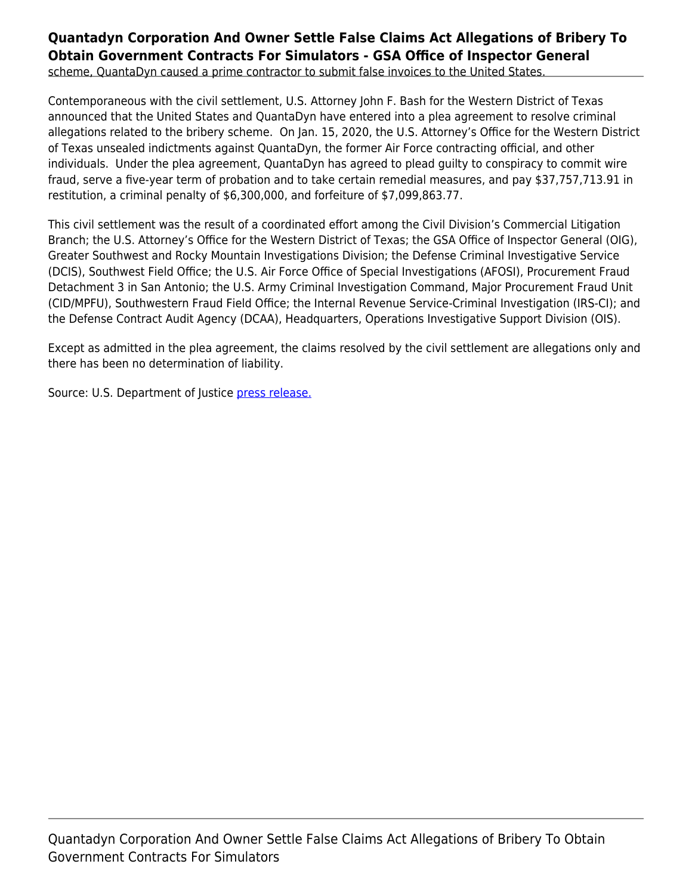scheme, QuantaDyn caused a prime contractor to submit false invoices to the United States.

Contemporaneous with the civil settlement, U.S. Attorney John F. Bash for the Western District of Texas announced that the United States and QuantaDyn have entered into a plea agreement to resolve criminal allegations related to the bribery scheme. On Jan. 15, 2020, the U.S. Attorney's Office for the Western District of Texas unsealed indictments against QuantaDyn, the former Air Force contracting official, and other individuals. Under the plea agreement, QuantaDyn has agreed to plead guilty to conspiracy to commit wire fraud, serve a five-year term of probation and to take certain remedial measures, and pay $37,757,713.91 in restitution, a criminal penalty of $6,300,000, and forfeiture of $7,099,863.77.

This civil settlement was the result of a coordinated effort among the Civil Division's Commercial Litigation Branch; the U.S. Attorney's Office for the Western District of Texas; the GSA Office of Inspector General (OIG), Greater Southwest and Rocky Mountain Investigations Division; the Defense Criminal Investigative Service (DCIS), Southwest Field Office; the U.S. Air Force Office of Special Investigations (AFOSI), Procurement Fraud Detachment 3 in San Antonio; the U.S. Army Criminal Investigation Command, Major Procurement Fraud Unit (CID/MPFU), Southwestern Fraud Field Office; the Internal Revenue Service-Criminal Investigation (IRS-CI); and the Defense Contract Audit Agency (DCAA), Headquarters, Operations Investigative Support Division (OIS).

Except as admitted in the plea agreement, the claims resolved by the civil settlement are allegations only and there has been no determination of liability.

Source: U.S. Department of Justice press release.